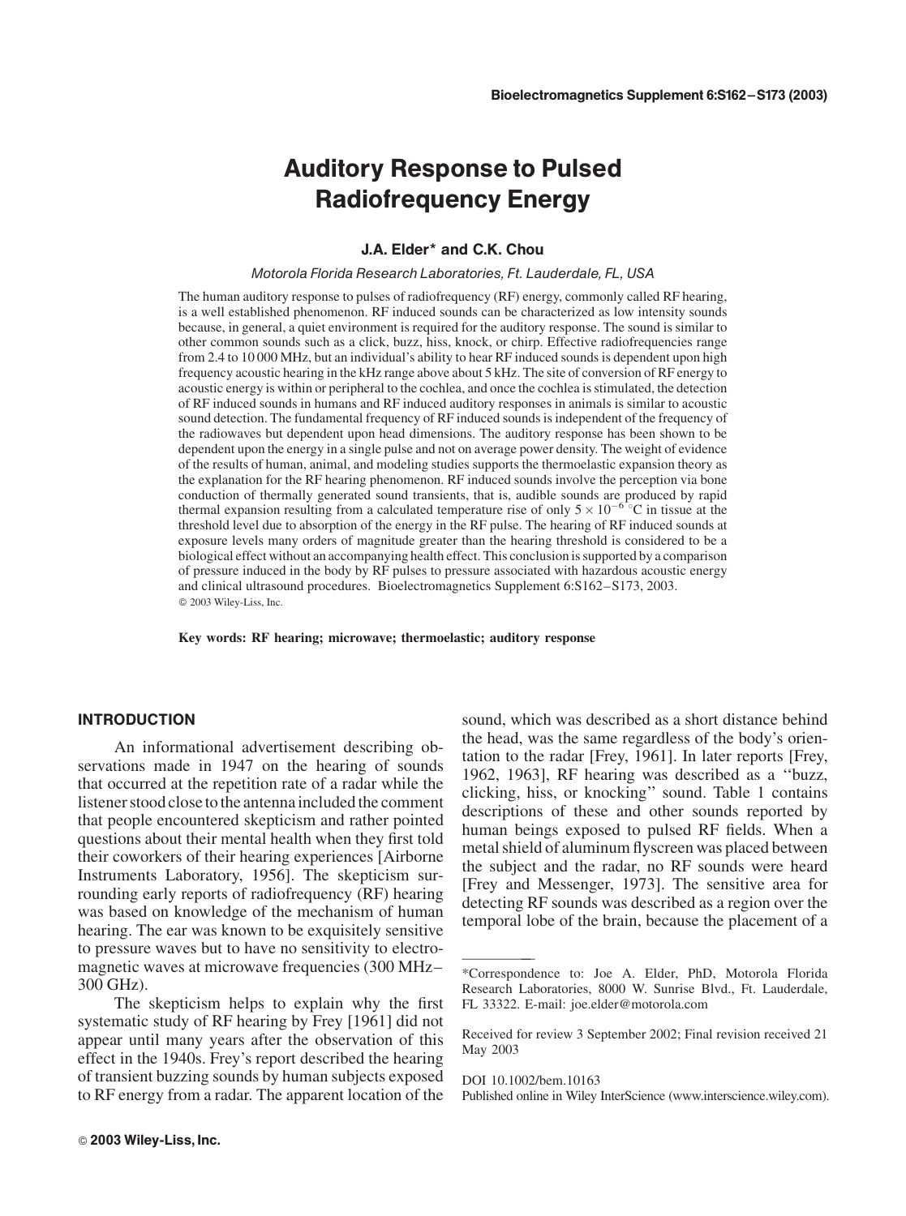# Auditory Response to Pulsed Radiofrequency Energy

**J.A. Elder\* and C.K. Chou**

*Motorola Florida Research Laboratories, Ft. Lauderdale, FL, USA*

The human auditory response to pulses of radiofrequency (RF) energy, commonly called RF hearing, is a well established phenomenon. RF induced sounds can be characterized as low intensity sounds because, in general, a quiet environment is required for the auditory response. The sound is similar to other common sounds such as a click, buzz, hiss, knock, or chirp. Effective radiofrequencies range from 2.4 to 10 000 MHz, but an individual's ability to hear RF induced sounds is dependent upon high frequency acoustic hearing in the kHz range above about 5 kHz. The site of conversion of RF energy to acoustic energy is within or peripheral to the cochlea, and once the cochlea is stimulated, the detection of RF induced sounds in humans and RF induced auditory responses in animals is similar to acoustic sound detection. The fundamental frequency of RF induced sounds is independent of the frequency of the radiowaves but dependent upon head dimensions. The auditory response has been shown to be dependent upon the energy in a single pulse and not on average power density. The weight of evidence of the results of human, animal, and modeling studies supports the thermoelastic expansion theory as the explanation for the RF hearing phenomenon. RF induced sounds involve the perception via bone conduction of thermally generated sound transients, that is, audible sounds are produced by rapid thermal expansion resulting from a calculated temperature rise of only $5 \times 10^{-6}$ °C in tissue at the threshold level due to absorption of the energy in the RF pulse. The hearing of RF induced sounds at exposure levels many orders of magnitude greater than the hearing threshold is considered to be a biological effect without an accompanying health effect. This conclusion is supported by a comparison of pressure induced in the body by RF pulses to pressure associated with hazardous acoustic energy and clinical ultrasound procedures. Bioelectromagnetics Supplement 6:S162–S173, 2003.
© 2003 Wiley-Liss, Inc.

**Key words: RF hearing; microwave; thermoelastic; auditory response**

## INTRODUCTION

An informational advertisement describing observations made in 1947 on the hearing of sounds that occurred at the repetition rate of a radar while the listener stood close to the antenna included the comment that people encountered skepticism and rather pointed questions about their mental health when they first told their coworkers of their hearing experiences [Airborne Instruments Laboratory, 1956]. The skepticism surrounding early reports of radiofrequency (RF) hearing was based on knowledge of the mechanism of human hearing. The ear was known to be exquisitely sensitive to pressure waves but to have no sensitivity to electromagnetic waves at microwave frequencies (300 MHz–300 GHz).

The skepticism helps to explain why the first systematic study of RF hearing by Frey [1961] did not appear until many years after the observation of this effect in the 1940s. Frey's report described the hearing of transient buzzing sounds by human subjects exposed to RF energy from a radar. The apparent location of the sound, which was described as a short distance behind the head, was the same regardless of the body's orientation to the radar [Frey, 1961]. In later reports [Frey, 1962, 1963], RF hearing was described as a ''buzz, clicking, hiss, or knocking'' sound. Table 1 contains descriptions of these and other sounds reported by human beings exposed to pulsed RF fields. When a metal shield of aluminum flyscreen was placed between the subject and the radar, no RF sounds were heard [Frey and Messenger, 1973]. The sensitive area for detecting RF sounds was described as a region over the temporal lobe of the brain, because the placement of a

---

\*Correspondence to: Joe A. Elder, PhD, Motorola Florida Research Laboratories, 8000 W. Sunrise Blvd., Ft. Lauderdale, FL 33322. E-mail: joe.elder@motorola.com

Received for review 3 September 2002; Final revision received 21 May 2003

DOI 10.1002/bem.10163
Published online in Wiley InterScience (www.interscience.wiley.com).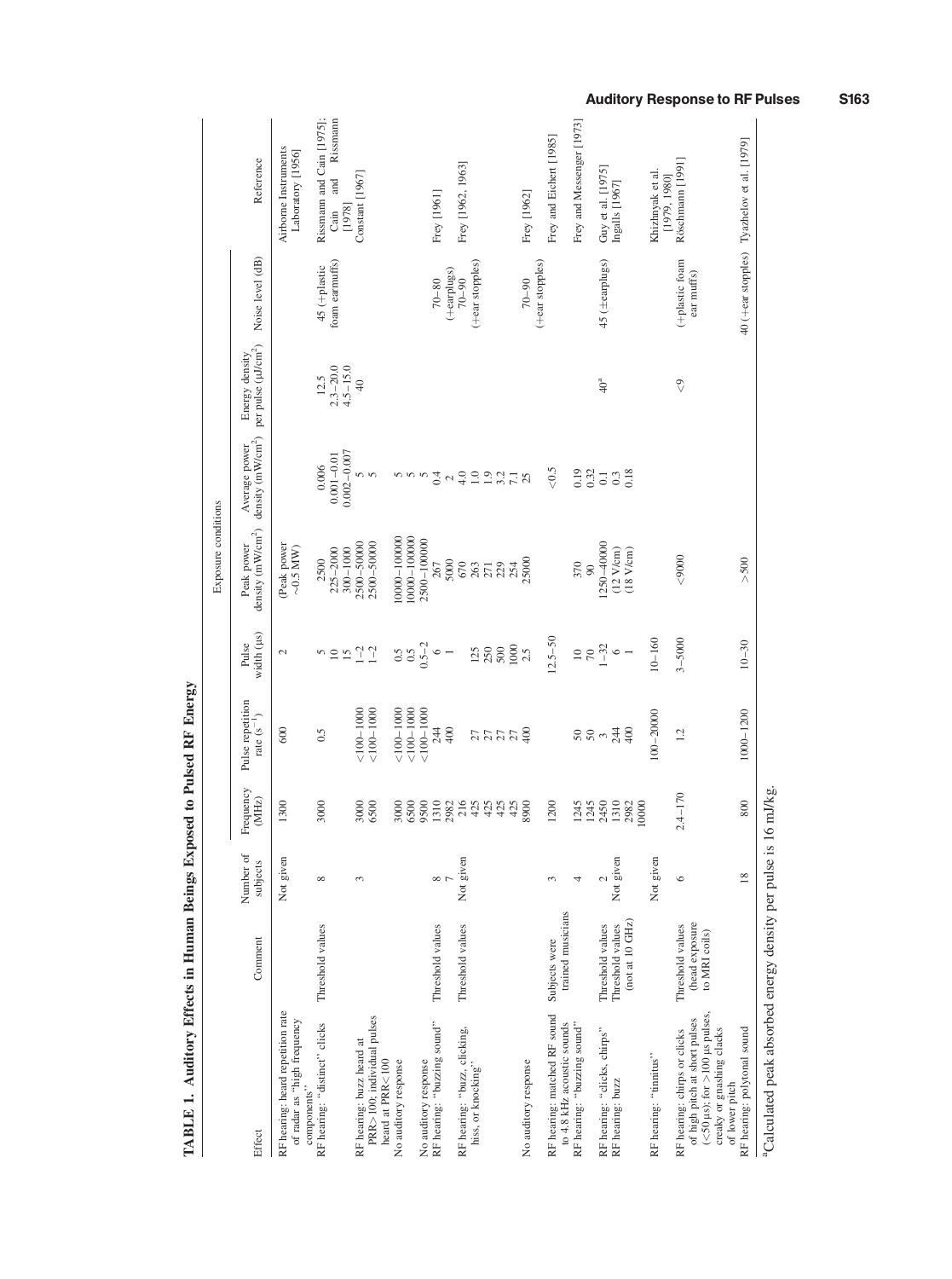**TABLE 1. Auditory Effects in Human Beings Exposed to Pulsed RF Energy**

| Effect | Comment | Number of subjects | Exposure conditions | | | | | | | Reference |
|---|---|---|---|---|---|---|---|---|---|---|
| | | | Frequency (MHz) | Pulse repetition rate ($s^{-1}$) | Pulse width (μs) | Peak power density ($mW/cm^2$) | Average power density ($mW/cm^2$) | Energy density per pulse ($\mu J/cm^2$) | Noise level (dB) | |
| RF hearing: heard repetition rate of radar as "high frequency components" | | Not given | 1300 | 600 | 2 | (Peak power ~0.5 MW) | | | | Airborne Instruments Laboratory [1956] |
| RF hearing: "distinct" clicks | Threshold values | 8 | 3000 | 0.5 | 5<br>10<br>15 | 2500<br>225–2000<br>300–1000 | 0.006<br>0.001–0.01<br>0.002–0.007 | 12.5<br>2.3–20.0<br>4.5–15.0 | 45 (+plastic foam earmuffs) | Rissmann and Cain [1975]; Cain and Rissmann [1978] |
| RF hearing: buzz heard at PRR > 100; individual pulses heard at PRR < 100 | | 3 | 3000<br>6500 | <100–1000<br><100–1000 | 1–2<br>1–2 | 2500–50000<br>2500–50000 | 5<br>5 | 40 | | Constant [1967] |
| No auditory response | | | 3000<br>6500 | <100–1000<br><100–1000 | 0.5<br>0.5 | 10000–100000<br>10000–100000 | 5<br>5 | | | |
| No auditory response | | | 9500 | <100–1000 | 0.5–2 | 2500–100000 | 5 | | | |
| RF hearing: "buzzing sound" | Threshold values | 8<br>7 | 1310<br>2982 | 244<br>400 | 6<br>1 | 267<br>5000 | 0.4<br>2 | | 70–80 (+earplugs) | Frey [1961] |
| RF hearing: "buzz, clicking, hiss, or knocking" | Threshold values | Not given | 216<br>425<br>425<br>425<br>425 | <br>27<br>27<br>27<br>27 | <br>125<br>250<br>500<br>1000 | 670<br>263<br>271<br>229<br>254 | 4.0<br>1.0<br>1.9<br>3.2<br>7.1 | | 70–90 (+ear stopples) | Frey [1962, 1963] |
| No auditory response | | | 8900 | 400 | 2.5 | 25000 | 25 | | 70–90 (+ear stopples) | Frey [1962] |
| RF hearing: matched RF sound to 4.8 kHz acoustic sounds | Subjects were trained musicians | 3 | 1200 | | 12.5–50 | | <0.5 | | | Frey and Eichert [1985] |
| RF hearing: "buzzing sound" | | 4 | 1245<br>1245 | 50<br>50 | 10<br>70 | 370<br>90 | 0.19<br>0.32 | | | Frey and Messenger [1973] |
| RF hearing: "clicks, chirps" | Threshold values | 2 | 2450 | 3 | 1–32 | 1250–40000 | 0.1 | 40[a] | 45 (±earplugs) | Guy et al. [1975] |
| RF hearing: buzz | Threshold values (not at 10 GHz) | Not given | 1310<br>2982<br>10000 | 244<br>400 | 6<br>1 | (12 V/cm)<br>(18 V/cm) | 0.3<br>0.18 | | | Ingalls [1967] |
| RF hearing: "tinnitus" | | Not given | | 100–20000 | 10–160 | | | | | Khizhnyak et al. [1979, 1980] |
| RF hearing: chirps or clicks of high pitch at short pulses (<50 μs); for >100 μs pulses, creaky or gnashing clacks of lower pitch | Threshold values (head exposure to MRI coils) | 6 | 2.4–170 | 1.2 | 3–5000 | <9000 | | <9 | (+plastic foam ear muffs) | Röschmann [1991] |
| RF hearing: polytonal sound | | 18 | 800 | 1000–1200 | 10–30 | >500 | | | 40 (+ear stopples) | Tyazhelov et al. [1979] |

[a]Calculated peak absorbed energy density per pulse is 16 mJ/kg.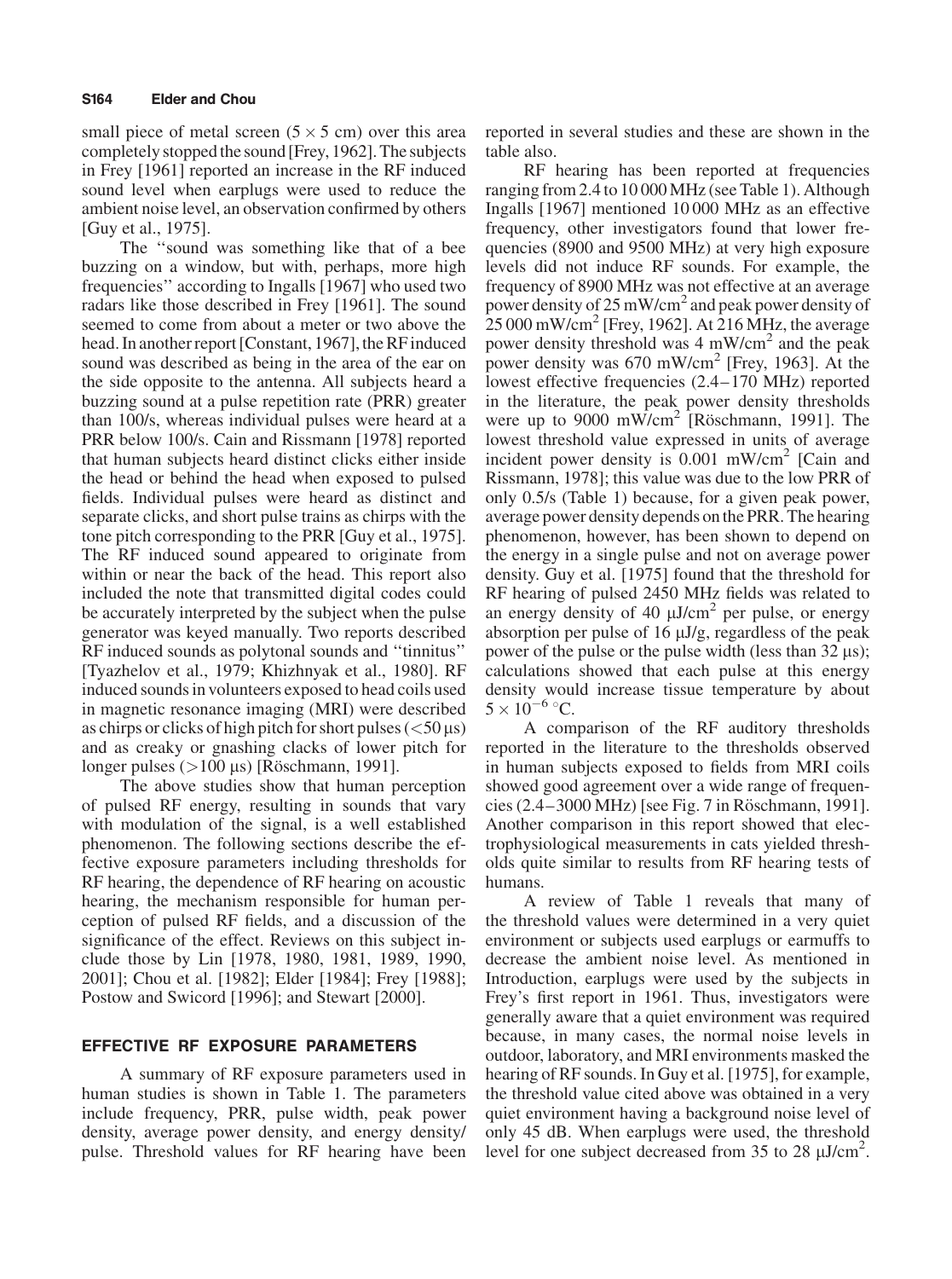small piece of metal screen (5 × 5 cm) over this area completely stopped the sound [Frey, 1962]. The subjects in Frey [1961] reported an increase in the RF induced sound level when earplugs were used to reduce the ambient noise level, an observation confirmed by others [Guy et al., 1975].

The ''sound was something like that of a bee buzzing on a window, but with, perhaps, more high frequencies'' according to Ingalls [1967] who used two radars like those described in Frey [1961]. The sound seemed to come from about a meter or two above the head. In another report [Constant, 1967], the RF induced sound was described as being in the area of the ear on the side opposite to the antenna. All subjects heard a buzzing sound at a pulse repetition rate (PRR) greater than 100/s, whereas individual pulses were heard at a PRR below 100/s. Cain and Rissmann [1978] reported that human subjects heard distinct clicks either inside the head or behind the head when exposed to pulsed fields. Individual pulses were heard as distinct and separate clicks, and short pulse trains as chirps with the tone pitch corresponding to the PRR [Guy et al., 1975]. The RF induced sound appeared to originate from within or near the back of the head. This report also included the note that transmitted digital codes could be accurately interpreted by the subject when the pulse generator was keyed manually. Two reports described RF induced sounds as polytonal sounds and ''tinnitus'' [Tyazhelov et al., 1979; Khizhnyak et al., 1980]. RF induced sounds in volunteers exposed to head coils used in magnetic resonance imaging (MRI) were described as chirps or clicks of high pitch for short pulses (<50 μs) and as creaky or gnashing clacks of lower pitch for longer pulses (>100 μs) [Röschmann, 1991].

The above studies show that human perception of pulsed RF energy, resulting in sounds that vary with modulation of the signal, is a well established phenomenon. The following sections describe the effective exposure parameters including thresholds for RF hearing, the dependence of RF hearing on acoustic hearing, the mechanism responsible for human perception of pulsed RF fields, and a discussion of the significance of the effect. Reviews on this subject include those by Lin [1978, 1980, 1981, 1989, 1990, 2001]; Chou et al. [1982]; Elder [1984]; Frey [1988]; Postow and Swicord [1996]; and Stewart [2000].

## EFFECTIVE RF EXPOSURE PARAMETERS

A summary of RF exposure parameters used in human studies is shown in Table 1. The parameters include frequency, PRR, pulse width, peak power density, average power density, and energy density/pulse. Threshold values for RF hearing have been reported in several studies and these are shown in the table also.

RF hearing has been reported at frequencies ranging from 2.4 to 10 000 MHz (see Table 1). Although Ingalls [1967] mentioned 10 000 MHz as an effective frequency, other investigators found that lower frequencies (8900 and 9500 MHz) at very high exposure levels did not induce RF sounds. For example, the frequency of 8900 MHz was not effective at an average power density of 25 mW/cm$^2$ and peak power density of 25 000 mW/cm$^2$ [Frey, 1962]. At 216 MHz, the average power density threshold was 4 mW/cm$^2$ and the peak power density was 670 mW/cm$^2$ [Frey, 1963]. At the lowest effective frequencies (2.4–170 MHz) reported in the literature, the peak power density thresholds were up to 9000 mW/cm$^2$ [Röschmann, 1991]. The lowest threshold value expressed in units of average incident power density is 0.001 mW/cm$^2$ [Cain and Rissmann, 1978]; this value was due to the low PRR of only 0.5/s (Table 1) because, for a given peak power, average power density depends on the PRR. The hearing phenomenon, however, has been shown to depend on the energy in a single pulse and not on average power density. Guy et al. [1975] found that the threshold for RF hearing of pulsed 2450 MHz fields was related to an energy density of 40 μJ/cm$^2$ per pulse, or energy absorption per pulse of 16 μJ/g, regardless of the peak power of the pulse or the pulse width (less than 32 μs); calculations showed that each pulse at this energy density would increase tissue temperature by about $5 \times 10^{-6}$ °C.

A comparison of the RF auditory thresholds reported in the literature to the thresholds observed in human subjects exposed to fields from MRI coils showed good agreement over a wide range of frequencies (2.4–3000 MHz) [see Fig. 7 in Röschmann, 1991]. Another comparison in this report showed that electrophysiological measurements in cats yielded thresholds quite similar to results from RF hearing tests of humans.

A review of Table 1 reveals that many of the threshold values were determined in a very quiet environment or subjects used earplugs or earmuffs to decrease the ambient noise level. As mentioned in Introduction, earplugs were used by the subjects in Frey's first report in 1961. Thus, investigators were generally aware that a quiet environment was required because, in many cases, the normal noise levels in outdoor, laboratory, and MRI environments masked the hearing of RF sounds. In Guy et al. [1975], for example, the threshold value cited above was obtained in a very quiet environment having a background noise level of only 45 dB. When earplugs were used, the threshold level for one subject decreased from 35 to 28 μJ/cm$^2$.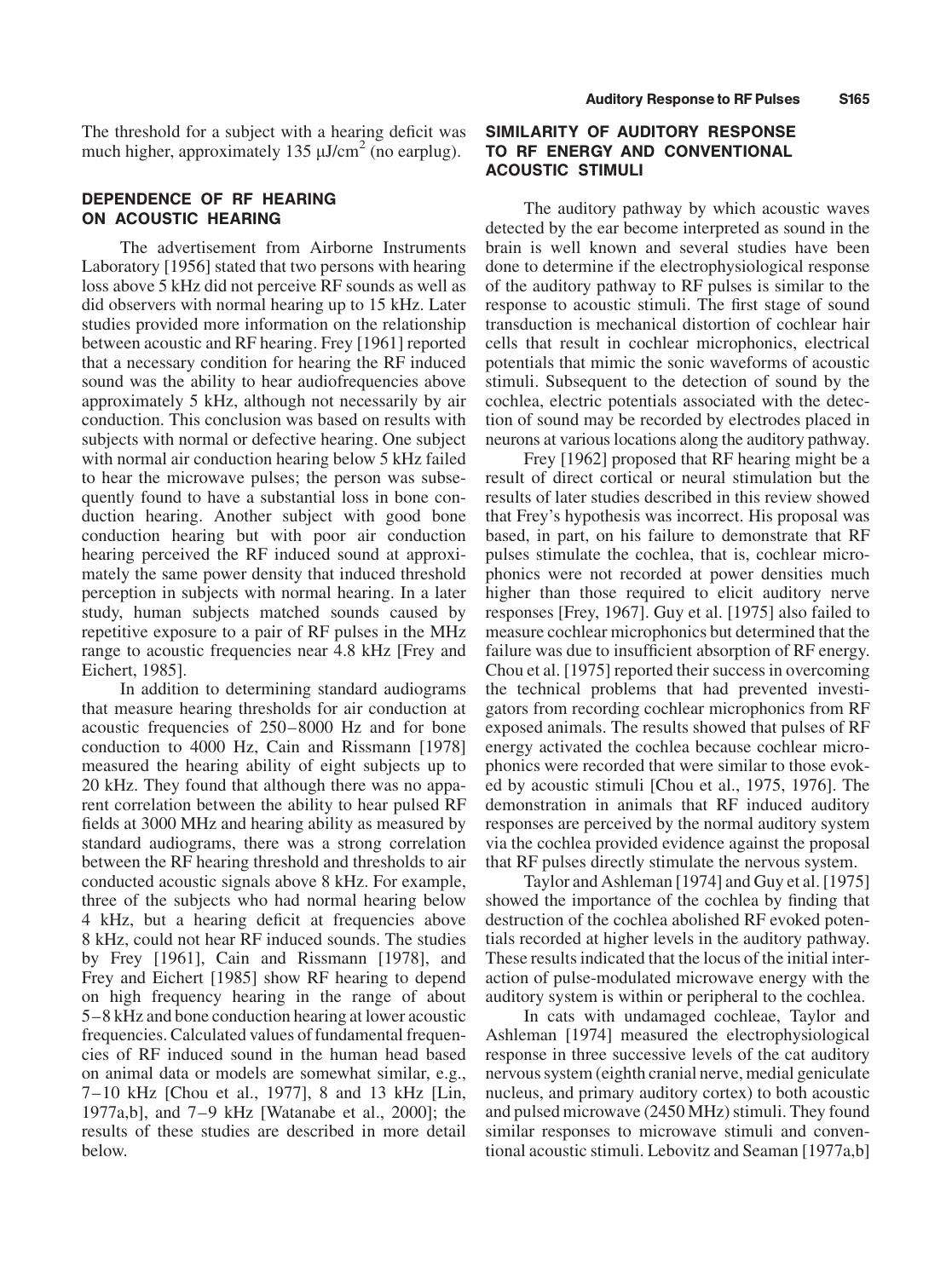The threshold for a subject with a hearing deficit was much higher, approximately 135 μJ/cm$^2$ (no earplug).

## DEPENDENCE OF RF HEARING ON ACOUSTIC HEARING

The advertisement from Airborne Instruments Laboratory [1956] stated that two persons with hearing loss above 5 kHz did not perceive RF sounds as well as did observers with normal hearing up to 15 kHz. Later studies provided more information on the relationship between acoustic and RF hearing. Frey [1961] reported that a necessary condition for hearing the RF induced sound was the ability to hear audiofrequencies above approximately 5 kHz, although not necessarily by air conduction. This conclusion was based on results with subjects with normal or defective hearing. One subject with normal air conduction hearing below 5 kHz failed to hear the microwave pulses; the person was subsequently found to have a substantial loss in bone conduction hearing. Another subject with good bone conduction hearing but with poor air conduction hearing perceived the RF induced sound at approximately the same power density that induced threshold perception in subjects with normal hearing. In a later study, human subjects matched sounds caused by repetitive exposure to a pair of RF pulses in the MHz range to acoustic frequencies near 4.8 kHz [Frey and Eichert, 1985].

In addition to determining standard audiograms that measure hearing thresholds for air conduction at acoustic frequencies of 250–8000 Hz and for bone conduction to 4000 Hz, Cain and Rissmann [1978] measured the hearing ability of eight subjects up to 20 kHz. They found that although there was no apparent correlation between the ability to hear pulsed RF fields at 3000 MHz and hearing ability as measured by standard audiograms, there was a strong correlation between the RF hearing threshold and thresholds to air conducted acoustic signals above 8 kHz. For example, three of the subjects who had normal hearing below 4 kHz, but a hearing deficit at frequencies above 8 kHz, could not hear RF induced sounds. The studies by Frey [1961], Cain and Rissmann [1978], and Frey and Eichert [1985] show RF hearing to depend on high frequency hearing in the range of about 5–8 kHz and bone conduction hearing at lower acoustic frequencies. Calculated values of fundamental frequencies of RF induced sound in the human head based on animal data or models are somewhat similar, e.g., 7–10 kHz [Chou et al., 1977], 8 and 13 kHz [Lin, 1977a,b], and 7–9 kHz [Watanabe et al., 2000]; the results of these studies are described in more detail below.

## SIMILARITY OF AUDITORY RESPONSE TO RF ENERGY AND CONVENTIONAL ACOUSTIC STIMULI

The auditory pathway by which acoustic waves detected by the ear become interpreted as sound in the brain is well known and several studies have been done to determine if the electrophysiological response of the auditory pathway to RF pulses is similar to the response to acoustic stimuli. The first stage of sound transduction is mechanical distortion of cochlear hair cells that result in cochlear microphonics, electrical potentials that mimic the sonic waveforms of acoustic stimuli. Subsequent to the detection of sound by the cochlea, electric potentials associated with the detection of sound may be recorded by electrodes placed in neurons at various locations along the auditory pathway.

Frey [1962] proposed that RF hearing might be a result of direct cortical or neural stimulation but the results of later studies described in this review showed that Frey's hypothesis was incorrect. His proposal was based, in part, on his failure to demonstrate that RF pulses stimulate the cochlea, that is, cochlear microphonics were not recorded at power densities much higher than those required to elicit auditory nerve responses [Frey, 1967]. Guy et al. [1975] also failed to measure cochlear microphonics but determined that the failure was due to insufficient absorption of RF energy. Chou et al. [1975] reported their success in overcoming the technical problems that had prevented investigators from recording cochlear microphonics from RF exposed animals. The results showed that pulses of RF energy activated the cochlea because cochlear microphonics were recorded that were similar to those evoked by acoustic stimuli [Chou et al., 1975, 1976]. The demonstration in animals that RF induced auditory responses are perceived by the normal auditory system via the cochlea provided evidence against the proposal that RF pulses directly stimulate the nervous system.

Taylor and Ashleman [1974] and Guy et al. [1975] showed the importance of the cochlea by finding that destruction of the cochlea abolished RF evoked potentials recorded at higher levels in the auditory pathway. These results indicated that the locus of the initial interaction of pulse-modulated microwave energy with the auditory system is within or peripheral to the cochlea.

In cats with undamaged cochleae, Taylor and Ashleman [1974] measured the electrophysiological response in three successive levels of the cat auditory nervous system (eighth cranial nerve, medial geniculate nucleus, and primary auditory cortex) to both acoustic and pulsed microwave (2450 MHz) stimuli. They found similar responses to microwave stimuli and conventional acoustic stimuli. Lebovitz and Seaman [1977a,b]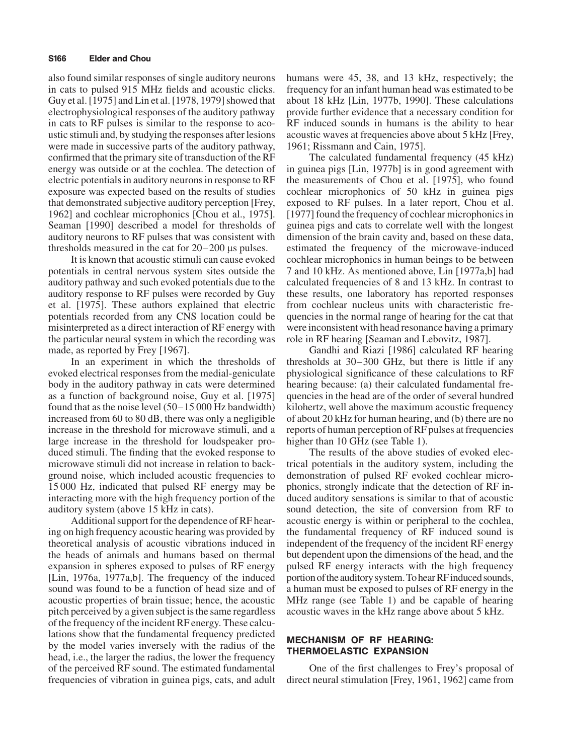also found similar responses of single auditory neurons in cats to pulsed 915 MHz fields and acoustic clicks. Guy et al. [1975] and Lin et al. [1978, 1979] showed that electrophysiological responses of the auditory pathway in cats to RF pulses is similar to the response to acoustic stimuli and, by studying the responses after lesions were made in successive parts of the auditory pathway, confirmed that the primary site of transduction of the RF energy was outside or at the cochlea. The detection of electric potentials in auditory neurons in response to RF exposure was expected based on the results of studies that demonstrated subjective auditory perception [Frey, 1962] and cochlear microphonics [Chou et al., 1975]. Seaman [1990] described a model for thresholds of auditory neurons to RF pulses that was consistent with thresholds measured in the cat for 20–200 μs pulses.

It is known that acoustic stimuli can cause evoked potentials in central nervous system sites outside the auditory pathway and such evoked potentials due to the auditory response to RF pulses were recorded by Guy et al. [1975]. These authors explained that electric potentials recorded from any CNS location could be misinterpreted as a direct interaction of RF energy with the particular neural system in which the recording was made, as reported by Frey [1967].

In an experiment in which the thresholds of evoked electrical responses from the medial-geniculate body in the auditory pathway in cats were determined as a function of background noise, Guy et al. [1975] found that as the noise level (50–15 000 Hz bandwidth) increased from 60 to 80 dB, there was only a negligible increase in the threshold for microwave stimuli, and a large increase in the threshold for loudspeaker produced stimuli. The finding that the evoked response to microwave stimuli did not increase in relation to background noise, which included acoustic frequencies to 15 000 Hz, indicated that pulsed RF energy may be interacting more with the high frequency portion of the auditory system (above 15 kHz in cats).

Additional support for the dependence of RF hearing on high frequency acoustic hearing was provided by theoretical analysis of acoustic vibrations induced in the heads of animals and humans based on thermal expansion in spheres exposed to pulses of RF energy [Lin, 1976a, 1977a,b]. The frequency of the induced sound was found to be a function of head size and of acoustic properties of brain tissue; hence, the acoustic pitch perceived by a given subject is the same regardless of the frequency of the incident RF energy. These calculations show that the fundamental frequency predicted by the model varies inversely with the radius of the head, i.e., the larger the radius, the lower the frequency of the perceived RF sound. The estimated fundamental frequencies of vibration in guinea pigs, cats, and adult humans were 45, 38, and 13 kHz, respectively; the frequency for an infant human head was estimated to be about 18 kHz [Lin, 1977b, 1990]. These calculations provide further evidence that a necessary condition for RF induced sounds in humans is the ability to hear acoustic waves at frequencies above about 5 kHz [Frey, 1961; Rissmann and Cain, 1975].

The calculated fundamental frequency (45 kHz) in guinea pigs [Lin, 1977b] is in good agreement with the measurements of Chou et al. [1975], who found cochlear microphonics of 50 kHz in guinea pigs exposed to RF pulses. In a later report, Chou et al. [1977] found the frequency of cochlear microphonics in guinea pigs and cats to correlate well with the longest dimension of the brain cavity and, based on these data, estimated the frequency of the microwave-induced cochlear microphonics in human beings to be between 7 and 10 kHz. As mentioned above, Lin [1977a,b] had calculated frequencies of 8 and 13 kHz. In contrast to these results, one laboratory has reported responses from cochlear nucleus units with characteristic frequencies in the normal range of hearing for the cat that were inconsistent with head resonance having a primary role in RF hearing [Seaman and Lebovitz, 1987].

Gandhi and Riazi [1986] calculated RF hearing thresholds at 30–300 GHz, but there is little if any physiological significance of these calculations to RF hearing because: (a) their calculated fundamental frequencies in the head are of the order of several hundred kilohertz, well above the maximum acoustic frequency of about 20 kHz for human hearing, and (b) there are no reports of human perception of RF pulses at frequencies higher than 10 GHz (see Table 1).

The results of the above studies of evoked electrical potentials in the auditory system, including the demonstration of pulsed RF evoked cochlear microphonics, strongly indicate that the detection of RF induced auditory sensations is similar to that of acoustic sound detection, the site of conversion from RF to acoustic energy is within or peripheral to the cochlea, the fundamental frequency of RF induced sound is independent of the frequency of the incident RF energy but dependent upon the dimensions of the head, and the pulsed RF energy interacts with the high frequency portion of the auditory system. To hear RF induced sounds, a human must be exposed to pulses of RF energy in the MHz range (see Table 1) and be capable of hearing acoustic waves in the kHz range above about 5 kHz.

## MECHANISM OF RF HEARING: THERMOELASTIC EXPANSION

One of the first challenges to Frey's proposal of direct neural stimulation [Frey, 1961, 1962] came from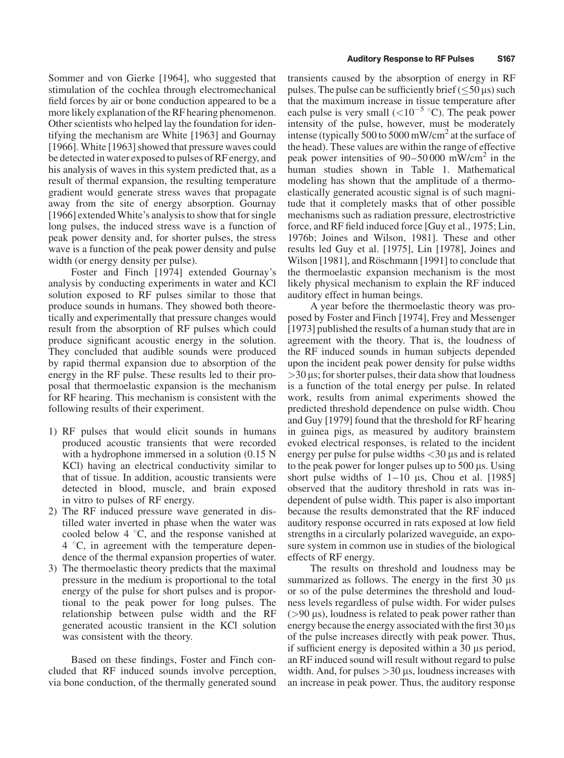Sommer and von Gierke [1964], who suggested that stimulation of the cochlea through electromechanical field forces by air or bone conduction appeared to be a more likely explanation of the RF hearing phenomenon. Other scientists who helped lay the foundation for identifying the mechanism are White [1963] and Gournay [1966]. White [1963] showed that pressure waves could be detected in water exposed to pulses of RF energy, and his analysis of waves in this system predicted that, as a result of thermal expansion, the resulting temperature gradient would generate stress waves that propagate away from the site of energy absorption. Gournay [1966] extended White's analysis to show that for single long pulses, the induced stress wave is a function of peak power density and, for shorter pulses, the stress wave is a function of the peak power density and pulse width (or energy density per pulse).

Foster and Finch [1974] extended Gournay's analysis by conducting experiments in water and KCl solution exposed to RF pulses similar to those that produce sounds in humans. They showed both theoretically and experimentally that pressure changes would result from the absorption of RF pulses which could produce significant acoustic energy in the solution. They concluded that audible sounds were produced by rapid thermal expansion due to absorption of the energy in the RF pulse. These results led to their proposal that thermoelastic expansion is the mechanism for RF hearing. This mechanism is consistent with the following results of their experiment.

1) RF pulses that would elicit sounds in humans produced acoustic transients that were recorded with a hydrophone immersed in a solution (0.15 N KCl) having an electrical conductivity similar to that of tissue. In addition, acoustic transients were detected in blood, muscle, and brain exposed in vitro to pulses of RF energy.
2) The RF induced pressure wave generated in distilled water inverted in phase when the water was cooled below 4 °C, and the response vanished at 4 °C, in agreement with the temperature dependence of the thermal expansion properties of water.
3) The thermoelastic theory predicts that the maximal pressure in the medium is proportional to the total energy of the pulse for short pulses and is proportional to the peak power for long pulses. The relationship between pulse width and the RF generated acoustic transient in the KCl solution was consistent with the theory.

Based on these findings, Foster and Finch concluded that RF induced sounds involve perception, via bone conduction, of the thermally generated sound transients caused by the absorption of energy in RF pulses. The pulse can be sufficiently brief ($\leq 50$ μs) such that the maximum increase in tissue temperature after each pulse is very small ($< 10^{-5}$ °C). The peak power intensity of the pulse, however, must be moderately intense (typically 500 to 5000 mW/cm$^2$ at the surface of the head). These values are within the range of effective peak power intensities of 90–50 000 mW/cm$^2$ in the human studies shown in Table 1. Mathematical modeling has shown that the amplitude of a thermoelastically generated acoustic signal is of such magnitude that it completely masks that of other possible mechanisms such as radiation pressure, electrostrictive force, and RF field induced force [Guy et al., 1975; Lin, 1976b; Joines and Wilson, 1981]. These and other results led Guy et al. [1975], Lin [1978], Joines and Wilson [1981], and Röschmann [1991] to conclude that the thermoelastic expansion mechanism is the most likely physical mechanism to explain the RF induced auditory effect in human beings.

A year before the thermoelastic theory was proposed by Foster and Finch [1974], Frey and Messenger [1973] published the results of a human study that are in agreement with the theory. That is, the loudness of the RF induced sounds in human subjects depended upon the incident peak power density for pulse widths $> 30$ μs; for shorter pulses, their data show that loudness is a function of the total energy per pulse. In related work, results from animal experiments showed the predicted threshold dependence on pulse width. Chou and Guy [1979] found that the threshold for RF hearing in guinea pigs, as measured by auditory brainstem evoked electrical responses, is related to the incident energy per pulse for pulse widths $< 30$ μs and is related to the peak power for longer pulses up to 500 μs. Using short pulse widths of 1–10 μs, Chou et al. [1985] observed that the auditory threshold in rats was independent of pulse width. This paper is also important because the results demonstrated that the RF induced auditory response occurred in rats exposed at low field strengths in a circularly polarized waveguide, an exposure system in common use in studies of the biological effects of RF energy.

The results on threshold and loudness may be summarized as follows. The energy in the first 30 μs or so of the pulse determines the threshold and loudness levels regardless of pulse width. For wider pulses ($> 90$ μs), loudness is related to peak power rather than energy because the energy associated with the first 30 μs of the pulse increases directly with peak power. Thus, if sufficient energy is deposited within a 30 μs period, an RF induced sound will result without regard to pulse width. And, for pulses $> 30$ μs, loudness increases with an increase in peak power. Thus, the auditory response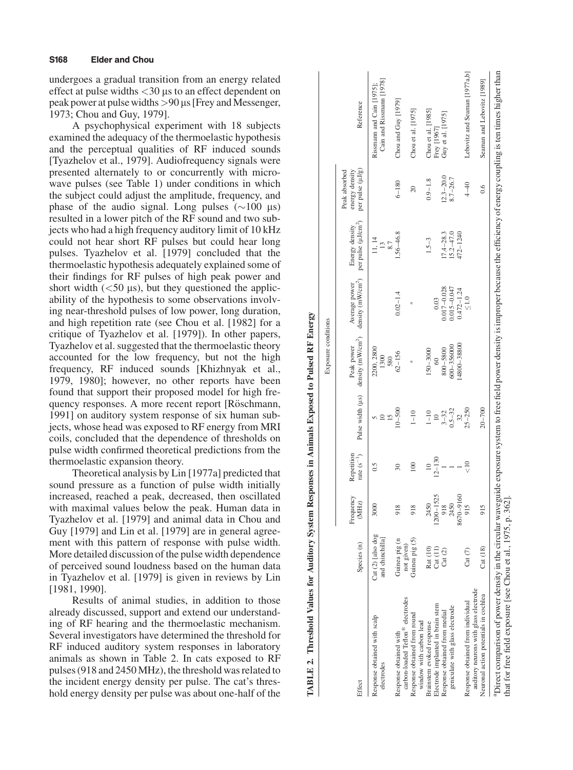undergoes a gradual transition from an energy related effect at pulse widths <30 μs to an effect dependent on peak power at pulse widths >90 μs [Frey and Messenger, 1973; Chou and Guy, 1979].

A psychophysical experiment with 18 subjects examined the adequacy of the thermoelastic hypothesis and the perceptual qualities of RF induced sounds [Tyazhelov et al., 1979]. Audiofrequency signals were presented alternately to or concurrently with microwave pulses (see Table 1) under conditions in which the subject could adjust the amplitude, frequency, and phase of the audio signal. Long pulses (~100 μs) resulted in a lower pitch of the RF sound and two subjects who had a high frequency auditory limit of 10 kHz could not hear short RF pulses but could hear long pulses. Tyazhelov et al. [1979] concluded that the thermoelastic hypothesis adequately explained some of their findings for RF pulses of high peak power and short width (<50 μs), but they questioned the applicability of the hypothesis to some observations involving near-threshold pulses of low power, long duration, and high repetition rate (see Chou et al. [1982] for a critique of Tyazhelov et al. [1979]). In other papers, Tyazhelov et al. suggested that the thermoelastic theory accounted for the low frequency, but not the high frequency, RF induced sounds [Khizhnyak et al., 1979, 1980]; however, no other reports have been found that support their proposed model for high frequency responses. A more recent report [Röschmann, 1991] on auditory system response of six human subjects, whose head was exposed to RF energy from MRI coils, concluded that the dependence of thresholds on pulse width confirmed theoretical predictions from the thermoelastic expansion theory.

Theoretical analysis by Lin [1977a] predicted that sound pressure as a function of pulse width initially increased, reached a peak, decreased, then oscillated with maximal values below the peak. Human data in Tyazhelov et al. [1979] and animal data in Chou and Guy [1979] and Lin et al. [1979] are in general agreement with this pattern of response with pulse width. More detailed discussion of the pulse width dependence of perceived sound loudness based on the human data in Tyazhelov et al. [1979] is given in reviews by Lin [1981, 1990].

Results of animal studies, in addition to those already discussed, support and extend our understanding of RF hearing and the thermoelastic mechanism. Several investigators have determined the threshold for RF induced auditory system responses in laboratory animals as shown in Table 2. In cats exposed to RF pulses (918 and 2450 MHz), the threshold was related to the incident energy density per pulse. The cat's threshold energy density per pulse was about one-half of the

**TABLE 2. Threshold Values for Auditory System Responses in Animals Exposed to Pulsed RF Energy**

| Effect | Species (n) | Exposure conditions | | | | | | | Reference |
|---|---|---|---|---|---|---|---|---|---|
| | | Frequency (MHz) | Repetition rate ($s^{-1}$) | Pulse width (μs) | Peak power density (mW/cm²) | Average power density (mW/cm²) | Energy density per pulse (μJ/cm²) | Peak absorbed energy density per pulse (μJ/g) | |
| Response obtained with scalp electrodes | Cat (2) [also dog and chinchilla] | 3000 | 0.5 | 5<br>10<br>15 | 2200, 2800<br>1300<br>580 | | 11, 14<br>13<br>8.7 | | Rissmann and Cain [1975]; Cain and Rissmann [1978] |
| Response obtained with carbon-loaded Teflon® electrodes | Guinea pig (n not given) | 918 | 30 | 10–500 | 62–156 | 0.02–1.4 | 1.56–46.8 | 6–180 | Chou and Guy [1979] |
| Response obtained from round window with carbon lead | Guinea pig (5) | 918 | 100 | 1–10 | a | a | | 20 | Chou et al. [1975] |
| Brainstem evoked response | Rat (10) | 2450 | 10 | 1–10 | 150–3000 | | 1.5–3 | 0.9–1.8 | Chou et al. [1985] |
| Electrode implanted in brain stem | Cat (11) | 1200–1525 | 12–130 | 10 | 60 | 0.03 | | | Frey [1967] |
| Response obtained from medial geniculate with glass electrode | Cat (2) | 918<br>2450<br>8670–9160 | 1<br>1<br>1 | 3–32<br>0.5–32<br>32 | 800–5800<br>600–356000<br>14800–38800 | 0.017–0.028<br>0.015–0.047<br>0.472–1.24 | 17.4–28.3<br>15.2–47.0<br>472–1240 | 12.3–20.0<br>8.7–26.7 | Guy et al. [1975] |
| Response obtained from individual auditory neurons with glass electrode | Cat (7) | 915 | <10 | 25–250 | | ≤1.0 | | 4–40 | Lebovitz and Seaman [1977a,b] |
| Neuronal action potentials in cochlea | Cat (18) | 915 | | 20–700 | | | | 0.6 | Seaman and Lebovitz [1989] |

[a] Direct comparison of power density in the circular waveguide exposure system to free field power density is improper because the efficiency of energy coupling is ten times higher than that for free field exposure [see Chou et al., 1975, p. 362].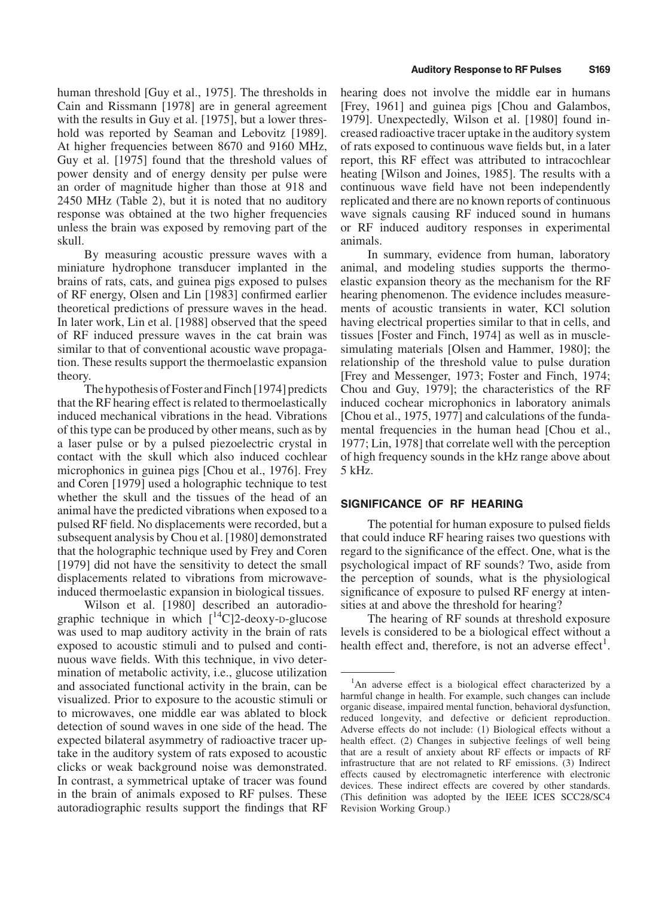human threshold [Guy et al., 1975]. The thresholds in Cain and Rissmann [1978] are in general agreement with the results in Guy et al. [1975], but a lower threshold was reported by Seaman and Lebovitz [1989]. At higher frequencies between 8670 and 9160 MHz, Guy et al. [1975] found that the threshold values of power density and of energy density per pulse were an order of magnitude higher than those at 918 and 2450 MHz (Table 2), but it is noted that no auditory response was obtained at the two higher frequencies unless the brain was exposed by removing part of the skull.

By measuring acoustic pressure waves with a miniature hydrophone transducer implanted in the brains of rats, cats, and guinea pigs exposed to pulses of RF energy, Olsen and Lin [1983] confirmed earlier theoretical predictions of pressure waves in the head. In later work, Lin et al. [1988] observed that the speed of RF induced pressure waves in the cat brain was similar to that of conventional acoustic wave propagation. These results support the thermoelastic expansion theory.

The hypothesis of Foster and Finch [1974] predicts that the RF hearing effect is related to thermoelastically induced mechanical vibrations in the head. Vibrations of this type can be produced by other means, such as by a laser pulse or by a pulsed piezoelectric crystal in contact with the skull which also induced cochlear microphonics in guinea pigs [Chou et al., 1976]. Frey and Coren [1979] used a holographic technique to test whether the skull and the tissues of the head of an animal have the predicted vibrations when exposed to a pulsed RF field. No displacements were recorded, but a subsequent analysis by Chou et al. [1980] demonstrated that the holographic technique used by Frey and Coren [1979] did not have the sensitivity to detect the small displacements related to vibrations from microwave-induced thermoelastic expansion in biological tissues.

Wilson et al. [1980] described an autoradiographic technique in which [$^{14}$C]2-deoxy-D-glucose was used to map auditory activity in the brain of rats exposed to acoustic stimuli and to pulsed and continuous wave fields. With this technique, in vivo determination of metabolic activity, i.e., glucose utilization and associated functional activity in the brain, can be visualized. Prior to exposure to the acoustic stimuli or to microwaves, one middle ear was ablated to block detection of sound waves in one side of the head. The expected bilateral asymmetry of radioactive tracer uptake in the auditory system of rats exposed to acoustic clicks or weak background noise was demonstrated. In contrast, a symmetrical uptake of tracer was found in the brain of animals exposed to RF pulses. These autoradiographic results support the findings that RF hearing does not involve the middle ear in humans [Frey, 1961] and guinea pigs [Chou and Galambos, 1979]. Unexpectedly, Wilson et al. [1980] found increased radioactive tracer uptake in the auditory system of rats exposed to continuous wave fields but, in a later report, this RF effect was attributed to intracochlear heating [Wilson and Joines, 1985]. The results with a continuous wave field have not been independently replicated and there are no known reports of continuous wave signals causing RF induced sound in humans or RF induced auditory responses in experimental animals.

In summary, evidence from human, laboratory animal, and modeling studies supports the thermoelastic expansion theory as the mechanism for the RF hearing phenomenon. The evidence includes measurements of acoustic transients in water, KCl solution having electrical properties similar to that in cells, and tissues [Foster and Finch, 1974] as well as in muscle-simulating materials [Olsen and Hammer, 1980]; the relationship of the threshold value to pulse duration [Frey and Messenger, 1973; Foster and Finch, 1974; Chou and Guy, 1979]; the characteristics of the RF induced cochear microphonics in laboratory animals [Chou et al., 1975, 1977] and calculations of the fundamental frequencies in the human head [Chou et al., 1977; Lin, 1978] that correlate well with the perception of high frequency sounds in the kHz range above about 5 kHz.

## SIGNIFICANCE OF RF HEARING

The potential for human exposure to pulsed fields that could induce RF hearing raises two questions with regard to the significance of the effect. One, what is the psychological impact of RF sounds? Two, aside from the perception of sounds, what is the physiological significance of exposure to pulsed RF energy at intensities at and above the threshold for hearing?

The hearing of RF sounds at threshold exposure levels is considered to be a biological effect without a health effect and, therefore, is not an adverse effect[1].

---

[1]An adverse effect is a biological effect characterized by a harmful change in health. For example, such changes can include organic disease, impaired mental function, behavioral dysfunction, reduced longevity, and defective or deficient reproduction. Adverse effects do not include: (1) Biological effects without a health effect. (2) Changes in subjective feelings of well being that are a result of anxiety about RF effects or impacts of RF infrastructure that are not related to RF emissions. (3) Indirect effects caused by electromagnetic interference with electronic devices. These indirect effects are covered by other standards. (This definition was adopted by the IEEE ICES SCC28/SC4 Revision Working Group.)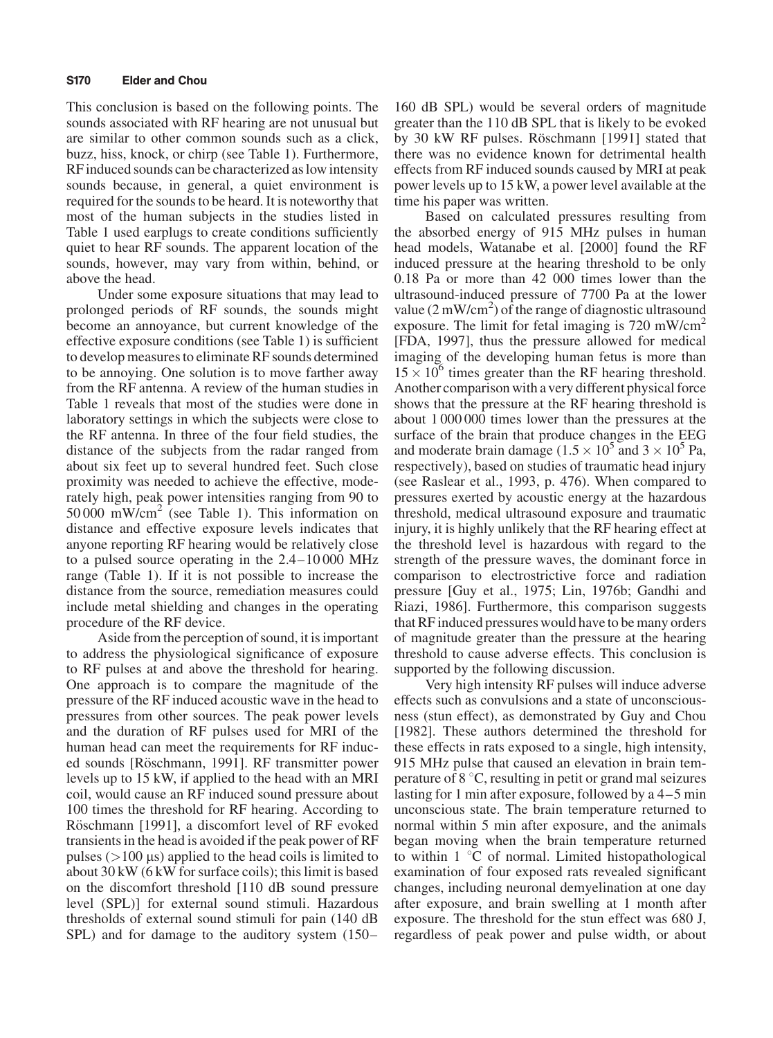This conclusion is based on the following points. The sounds associated with RF hearing are not unusual but are similar to other common sounds such as a click, buzz, hiss, knock, or chirp (see Table 1). Furthermore, RF induced sounds can be characterized as low intensity sounds because, in general, a quiet environment is required for the sounds to be heard. It is noteworthy that most of the human subjects in the studies listed in Table 1 used earplugs to create conditions sufficiently quiet to hear RF sounds. The apparent location of the sounds, however, may vary from within, behind, or above the head.

Under some exposure situations that may lead to prolonged periods of RF sounds, the sounds might become an annoyance, but current knowledge of the effective exposure conditions (see Table 1) is sufficient to develop measures to eliminate RF sounds determined to be annoying. One solution is to move farther away from the RF antenna. A review of the human studies in Table 1 reveals that most of the studies were done in laboratory settings in which the subjects were close to the RF antenna. In three of the four field studies, the distance of the subjects from the radar ranged from about six feet up to several hundred feet. Such close proximity was needed to achieve the effective, moderately high, peak power intensities ranging from 90 to 50 000 mW/cm$^2$ (see Table 1). This information on distance and effective exposure levels indicates that anyone reporting RF hearing would be relatively close to a pulsed source operating in the 2.4–10 000 MHz range (Table 1). If it is not possible to increase the distance from the source, remediation measures could include metal shielding and changes in the operating procedure of the RF device.

Aside from the perception of sound, it is important to address the physiological significance of exposure to RF pulses at and above the threshold for hearing. One approach is to compare the magnitude of the pressure of the RF induced acoustic wave in the head to pressures from other sources. The peak power levels and the duration of RF pulses used for MRI of the human head can meet the requirements for RF induced sounds [Röschmann, 1991]. RF transmitter power levels up to 15 kW, if applied to the head with an MRI coil, would cause an RF induced sound pressure about 100 times the threshold for RF hearing. According to Röschmann [1991], a discomfort level of RF evoked transients in the head is avoided if the peak power of RF pulses (>100 μs) applied to the head coils is limited to about 30 kW (6 kW for surface coils); this limit is based on the discomfort threshold [110 dB sound pressure level (SPL)] for external sound stimuli. Hazardous thresholds of external sound stimuli for pain (140 dB SPL) and for damage to the auditory system (150–160 dB SPL) would be several orders of magnitude greater than the 110 dB SPL that is likely to be evoked by 30 kW RF pulses. Röschmann [1991] stated that there was no evidence known for detrimental health effects from RF induced sounds caused by MRI at peak power levels up to 15 kW, a power level available at the time his paper was written.

Based on calculated pressures resulting from the absorbed energy of 915 MHz pulses in human head models, Watanabe et al. [2000] found the RF induced pressure at the hearing threshold to be only 0.18 Pa or more than 42 000 times lower than the ultrasound-induced pressure of 7700 Pa at the lower value (2 mW/cm$^2$) of the range of diagnostic ultrasound exposure. The limit for fetal imaging is 720 mW/cm$^2$ [FDA, 1997], thus the pressure allowed for medical imaging of the developing human fetus is more than $15 \times 10^6$ times greater than the RF hearing threshold. Another comparison with a very different physical force shows that the pressure at the RF hearing threshold is about 1 000 000 times lower than the pressures at the surface of the brain that produce changes in the EEG and moderate brain damage ($1.5 \times 10^5$ and $3 \times 10^5$ Pa, respectively), based on studies of traumatic head injury (see Raslear et al., 1993, p. 476). When compared to pressures exerted by acoustic energy at the hazardous threshold, medical ultrasound exposure and traumatic injury, it is highly unlikely that the RF hearing effect at the threshold level is hazardous with regard to the strength of the pressure waves, the dominant force in comparison to electrostrictive force and radiation pressure [Guy et al., 1975; Lin, 1976b; Gandhi and Riazi, 1986]. Furthermore, this comparison suggests that RF induced pressures would have to be many orders of magnitude greater than the pressure at the hearing threshold to cause adverse effects. This conclusion is supported by the following discussion.

Very high intensity RF pulses will induce adverse effects such as convulsions and a state of unconsciousness (stun effect), as demonstrated by Guy and Chou [1982]. These authors determined the threshold for these effects in rats exposed to a single, high intensity, 915 MHz pulse that caused an elevation in brain temperature of 8 °C, resulting in petit or grand mal seizures lasting for 1 min after exposure, followed by a 4–5 min unconscious state. The brain temperature returned to normal within 5 min after exposure, and the animals began moving when the brain temperature returned to within 1 °C of normal. Limited histopathological examination of four exposed rats revealed significant changes, including neuronal demyelination at one day after exposure, and brain swelling at 1 month after exposure. The threshold for the stun effect was 680 J, regardless of peak power and pulse width, or about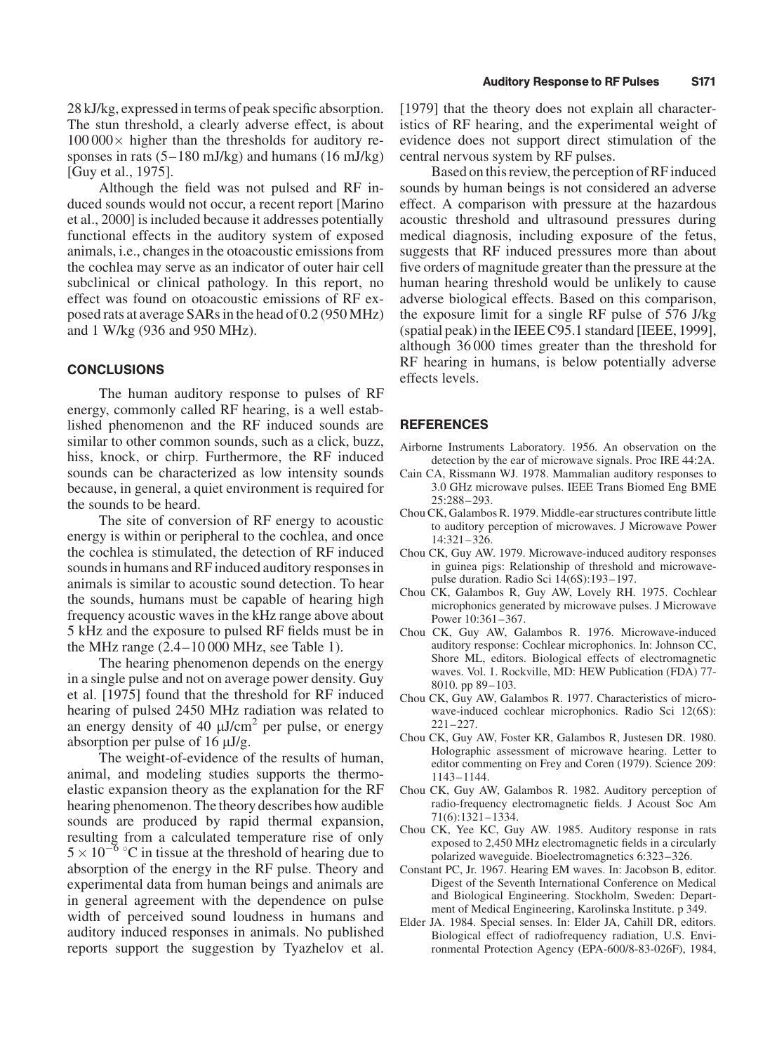28 kJ/kg, expressed in terms of peak specific absorption. The stun threshold, a clearly adverse effect, is about $100\,000\times$ higher than the thresholds for auditory responses in rats (5–180 mJ/kg) and humans (16 mJ/kg) [Guy et al., 1975].

Although the field was not pulsed and RF induced sounds would not occur, a recent report [Marino et al., 2000] is included because it addresses potentially functional effects in the auditory system of exposed animals, i.e., changes in the otoacoustic emissions from the cochlea may serve as an indicator of outer hair cell subclinical or clinical pathology. In this report, no effect was found on otoacoustic emissions of RF exposed rats at average SARs in the head of 0.2 (950 MHz) and 1 W/kg (936 and 950 MHz).

## CONCLUSIONS

The human auditory response to pulses of RF energy, commonly called RF hearing, is a well established phenomenon and the RF induced sounds are similar to other common sounds, such as a click, buzz, hiss, knock, or chirp. Furthermore, the RF induced sounds can be characterized as low intensity sounds because, in general, a quiet environment is required for the sounds to be heard.

The site of conversion of RF energy to acoustic energy is within or peripheral to the cochlea, and once the cochlea is stimulated, the detection of RF induced sounds in humans and RF induced auditory responses in animals is similar to acoustic sound detection. To hear the sounds, humans must be capable of hearing high frequency acoustic waves in the kHz range above about 5 kHz and the exposure to pulsed RF fields must be in the MHz range (2.4–10 000 MHz, see Table 1).

The hearing phenomenon depends on the energy in a single pulse and not on average power density. Guy et al. [1975] found that the threshold for RF induced hearing of pulsed 2450 MHz radiation was related to an energy density of 40 $\mu J/cm^2$ per pulse, or energy absorption per pulse of 16 μJ/g.

The weight-of-evidence of the results of human, animal, and modeling studies supports the thermoelastic expansion theory as the explanation for the RF hearing phenomenon. The theory describes how audible sounds are produced by rapid thermal expansion, resulting from a calculated temperature rise of only $5 \times 10^{-6}$ °C in tissue at the threshold of hearing due to absorption of the energy in the RF pulse. Theory and experimental data from human beings and animals are in general agreement with the dependence on pulse width of perceived sound loudness in humans and auditory induced responses in animals. No published reports support the suggestion by Tyazhelov et al. [1979] that the theory does not explain all characteristics of RF hearing, and the experimental weight of evidence does not support direct stimulation of the central nervous system by RF pulses.

Based on this review, the perception of RF induced sounds by human beings is not considered an adverse effect. A comparison with pressure at the hazardous acoustic threshold and ultrasound pressures during medical diagnosis, including exposure of the fetus, suggests that RF induced pressures more than about five orders of magnitude greater than the pressure at the human hearing threshold would be unlikely to cause adverse biological effects. Based on this comparison, the exposure limit for a single RF pulse of 576 J/kg (spatial peak) in the IEEE C95.1 standard [IEEE, 1999], although 36 000 times greater than the threshold for RF hearing in humans, is below potentially adverse effects levels.

## REFERENCES

Airborne Instruments Laboratory. 1956. An observation on the detection by the ear of microwave signals. Proc IRE 44:2A.

Cain CA, Rissmann WJ. 1978. Mammalian auditory responses to 3.0 GHz microwave pulses. IEEE Trans Biomed Eng BME 25:288–293.

Chou CK, Galambos R. 1979. Middle-ear structures contribute little to auditory perception of microwaves. J Microwave Power 14:321–326.

Chou CK, Guy AW. 1979. Microwave-induced auditory responses in guinea pigs: Relationship of threshold and microwave-pulse duration. Radio Sci 14(6S):193–197.

Chou CK, Galambos R, Guy AW, Lovely RH. 1975. Cochlear microphonics generated by microwave pulses. J Microwave Power 10:361–367.

Chou CK, Guy AW, Galambos R. 1976. Microwave-induced auditory response: Cochlear microphonics. In: Johnson CC, Shore ML, editors. Biological effects of electromagnetic waves. Vol. 1. Rockville, MD: HEW Publication (FDA) 77-8010. pp 89–103.

Chou CK, Guy AW, Galambos R. 1977. Characteristics of microwave-induced cochlear microphonics. Radio Sci 12(6S): 221–227.

Chou CK, Guy AW, Foster KR, Galambos R, Justesen DR. 1980. Holographic assessment of microwave hearing. Letter to editor commenting on Frey and Coren (1979). Science 209: 1143–1144.

Chou CK, Guy AW, Galambos R. 1982. Auditory perception of radio-frequency electromagnetic fields. J Acoust Soc Am 71(6):1321–1334.

Chou CK, Yee KC, Guy AW. 1985. Auditory response in rats exposed to 2,450 MHz electromagnetic fields in a circularly polarized waveguide. Bioelectromagnetics 6:323–326.

Constant PC, Jr. 1967. Hearing EM waves. In: Jacobson B, editor. Digest of the Seventh International Conference on Medical and Biological Engineering. Stockholm, Sweden: Department of Medical Engineering, Karolinska Institute. p 349.

Elder JA. 1984. Special senses. In: Elder JA, Cahill DR, editors. Biological effect of radiofrequency radiation, U.S. Environmental Protection Agency (EPA-600/8-83-026F), 1984,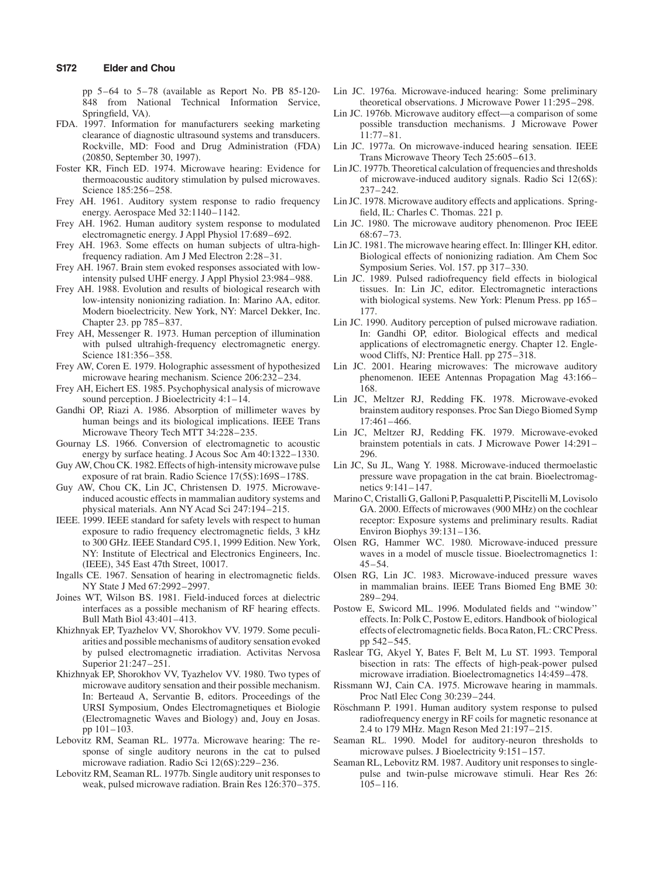pp 5–64 to 5–78 (available as Report No. PB 85-120-848 from National Technical Information Service, Springfield, VA).

FDA. 1997. Information for manufacturers seeking marketing clearance of diagnostic ultrasound systems and transducers. Rockville, MD: Food and Drug Administration (FDA) (20850, September 30, 1997).

Foster KR, Finch ED. 1974. Microwave hearing: Evidence for thermoacoustic auditory stimulation by pulsed microwaves. Science 185:256–258.

Frey AH. 1961. Auditory system response to radio frequency energy. Aerospace Med 32:1140–1142.

Frey AH. 1962. Human auditory system response to modulated electromagnetic energy. J Appl Physiol 17:689–692.

Frey AH. 1963. Some effects on human subjects of ultra-high-frequency radiation. Am J Med Electron 2:28–31.

Frey AH. 1967. Brain stem evoked responses associated with low-intensity pulsed UHF energy. J Appl Physiol 23:984–988.

Frey AH. 1988. Evolution and results of biological research with low-intensity nonionizing radiation. In: Marino AA, editor. Modern bioelectricity. New York, NY: Marcel Dekker, Inc. Chapter 23. pp 785–837.

Frey AH, Messenger R. 1973. Human perception of illumination with pulsed ultrahigh-frequency electromagnetic energy. Science 181:356–358.

Frey AW, Coren E. 1979. Holographic assessment of hypothesized microwave hearing mechanism. Science 206:232–234.

Frey AH, Eichert ES. 1985. Psychophysical analysis of microwave sound perception. J Bioelectricity 4:1–14.

Gandhi OP, Riazi A. 1986. Absorption of millimeter waves by human beings and its biological implications. IEEE Trans Microwave Theory Tech MTT 34:228–235.

Gournay LS. 1966. Conversion of electromagnetic to acoustic energy by surface heating. J Acous Soc Am 40:1322–1330.

Guy AW, Chou CK. 1982. Effects of high-intensity microwave pulse exposure of rat brain. Radio Science 17(5S):169S–178S.

Guy AW, Chou CK, Lin JC, Christensen D. 1975. Microwave-induced acoustic effects in mammalian auditory systems and physical materials. Ann NY Acad Sci 247:194–215.

IEEE. 1999. IEEE standard for safety levels with respect to human exposure to radio frequency electromagnetic fields, 3 kHz to 300 GHz. IEEE Standard C95.1, 1999 Edition. New York, NY: Institute of Electrical and Electronics Engineers, Inc. (IEEE), 345 East 47th Street, 10017.

Ingalls CE. 1967. Sensation of hearing in electromagnetic fields. NY State J Med 67:2992–2997.

Joines WT, Wilson BS. 1981. Field-induced forces at dielectric interfaces as a possible mechanism of RF hearing effects. Bull Math Biol 43:401–413.

Khizhnyak EP, Tyazhelov VV, Shorokhov VV. 1979. Some peculiarities and possible mechanisms of auditory sensation evoked by pulsed electromagnetic irradiation. Activitas Nervosa Superior 21:247–251.

Khizhnyak EP, Shorokhov VV, Tyazhelov VV. 1980. Two types of microwave auditory sensation and their possible mechanism. In: Berteaud A, Servantie B, editors. Proceedings of the URSI Symposium, Ondes Electromagnetiques et Biologie (Electromagnetic Waves and Biology) and, Jouy en Josas. pp 101–103.

Lebovitz RM, Seaman RL. 1977a. Microwave hearing: The response of single auditory neurons in the cat to pulsed microwave radiation. Radio Sci 12(6S):229–236.

Lebovitz RM, Seaman RL. 1977b. Single auditory unit responses to weak, pulsed microwave radiation. Brain Res 126:370–375.

Lin JC. 1976a. Microwave-induced hearing: Some preliminary theoretical observations. J Microwave Power 11:295–298.

Lin JC. 1976b. Microwave auditory effect—a comparison of some possible transduction mechanisms. J Microwave Power 11:77–81.

Lin JC. 1977a. On microwave-induced hearing sensation. IEEE Trans Microwave Theory Tech 25:605–613.

Lin JC. 1977b. Theoretical calculation of frequencies and thresholds of microwave-induced auditory signals. Radio Sci 12(6S): 237–242.

Lin JC. 1978. Microwave auditory effects and applications. Springfield, IL: Charles C. Thomas. 221 p.

Lin JC. 1980. The microwave auditory phenomenon. Proc IEEE 68:67–73.

Lin JC. 1981. The microwave hearing effect. In: Illinger KH, editor. Biological effects of nonionizing radiation. Am Chem Soc Symposium Series. Vol. 157. pp 317–330.

Lin JC. 1989. Pulsed radiofrequency field effects in biological tissues. In: Lin JC, editor. Electromagnetic interactions with biological systems. New York: Plenum Press. pp 165–177.

Lin JC. 1990. Auditory perception of pulsed microwave radiation. In: Gandhi OP, editor. Biological effects and medical applications of electromagnetic energy. Chapter 12. Englewood Cliffs, NJ: Prentice Hall. pp 275–318.

Lin JC. 2001. Hearing microwaves: The microwave auditory phenomenon. IEEE Antennas Propagation Mag 43:166–168.

Lin JC, Meltzer RJ, Redding FK. 1978. Microwave-evoked brainstem auditory responses. Proc San Diego Biomed Symp 17:461–466.

Lin JC, Meltzer RJ, Redding FK. 1979. Microwave-evoked brainstem potentials in cats. J Microwave Power 14:291–296.

Lin JC, Su JL, Wang Y. 1988. Microwave-induced thermoelastic pressure wave propagation in the cat brain. Bioelectromagnetics 9:141–147.

Marino C, Cristalli G, Galloni P, Pasqualetti P, Piscitelli M, Lovisolo GA. 2000. Effects of microwaves (900 MHz) on the cochlear receptor: Exposure systems and preliminary results. Radiat Environ Biophys 39:131–136.

Olsen RG, Hammer WC. 1980. Microwave-induced pressure waves in a model of muscle tissue. Bioelectromagnetics 1: 45–54.

Olsen RG, Lin JC. 1983. Microwave-induced pressure waves in mammalian brains. IEEE Trans Biomed Eng BME 30: 289–294.

Postow E, Swicord ML. 1996. Modulated fields and ''window'' effects. In: Polk C, Postow E, editors. Handbook of biological effects of electromagnetic fields. Boca Raton, FL: CRC Press. pp 542–545.

Raslear TG, Akyel Y, Bates F, Belt M, Lu ST. 1993. Temporal bisection in rats: The effects of high-peak-power pulsed microwave irradiation. Bioelectromagnetics 14:459–478.

Rissmann WJ, Cain CA. 1975. Microwave hearing in mammals. Proc Natl Elec Cong 30:239–244.

Röschmann P. 1991. Human auditory system response to pulsed radiofrequency energy in RF coils for magnetic resonance at 2.4 to 179 MHz. Magn Reson Med 21:197–215.

Seaman RL. 1990. Model for auditory-neuron thresholds to microwave pulses. J Bioelectricity 9:151–157.

Seaman RL, Lebovitz RM. 1987. Auditory unit responses to single-pulse and twin-pulse microwave stimuli. Hear Res 26: 105–116.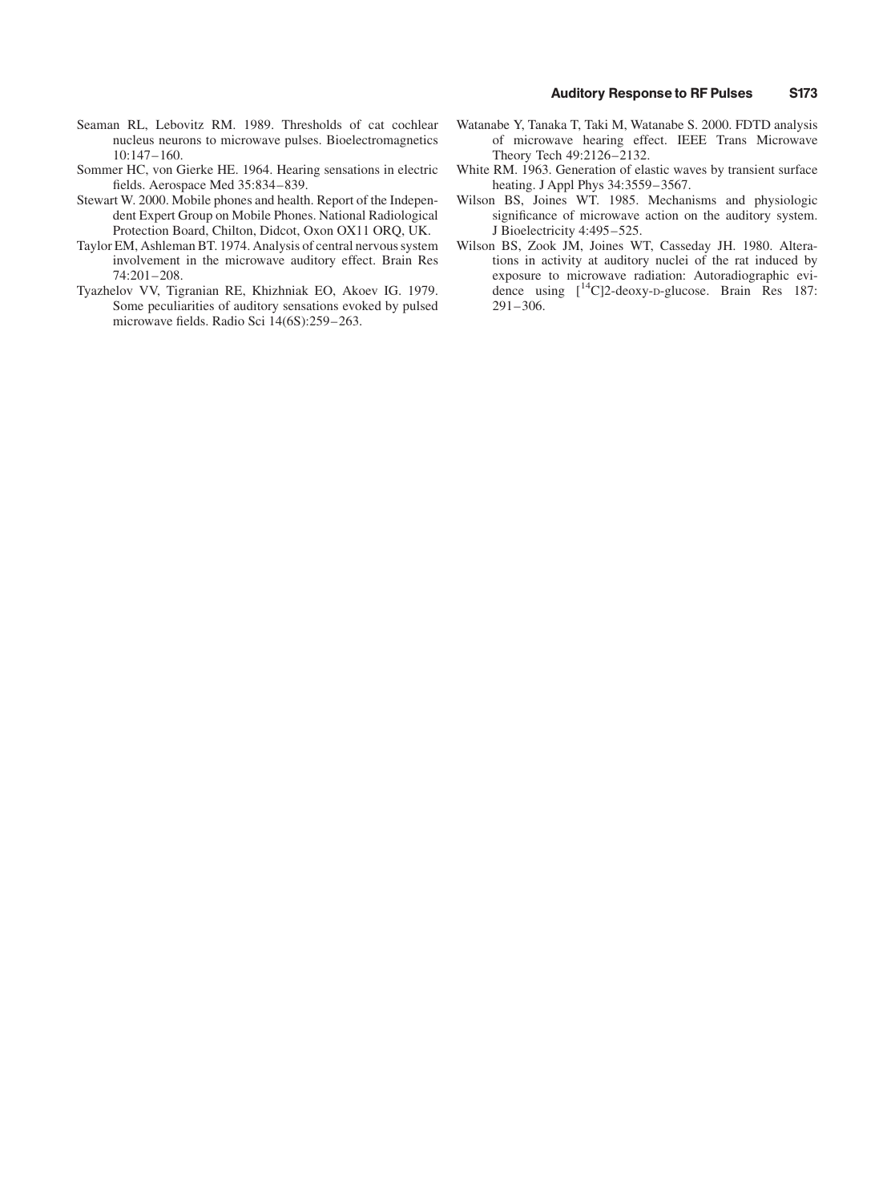Seaman RL, Lebovitz RM. 1989. Thresholds of cat cochlear nucleus neurons to microwave pulses. Bioelectromagnetics 10:147–160.

Sommer HC, von Gierke HE. 1964. Hearing sensations in electric fields. Aerospace Med 35:834–839.

Stewart W. 2000. Mobile phones and health. Report of the Independent Expert Group on Mobile Phones. National Radiological Protection Board, Chilton, Didcot, Oxon OX11 ORQ, UK.

Taylor EM, Ashleman BT. 1974. Analysis of central nervous system involvement in the microwave auditory effect. Brain Res 74:201–208.

Tyazhelov VV, Tigranian RE, Khizhniak EO, Akoev IG. 1979. Some peculiarities of auditory sensations evoked by pulsed microwave fields. Radio Sci 14(6S):259–263.

Watanabe Y, Tanaka T, Taki M, Watanabe S. 2000. FDTD analysis of microwave hearing effect. IEEE Trans Microwave Theory Tech 49:2126–2132.

White RM. 1963. Generation of elastic waves by transient surface heating. J Appl Phys 34:3559–3567.

Wilson BS, Joines WT. 1985. Mechanisms and physiologic significance of microwave action on the auditory system. J Bioelectricity 4:495–525.

Wilson BS, Zook JM, Joines WT, Casseday JH. 1980. Alterations in activity at auditory nuclei of the rat induced by exposure to microwave radiation: Autoradiographic evidence using [$^{14}$C]2-deoxy-D-glucose. Brain Res 187: 291–306.